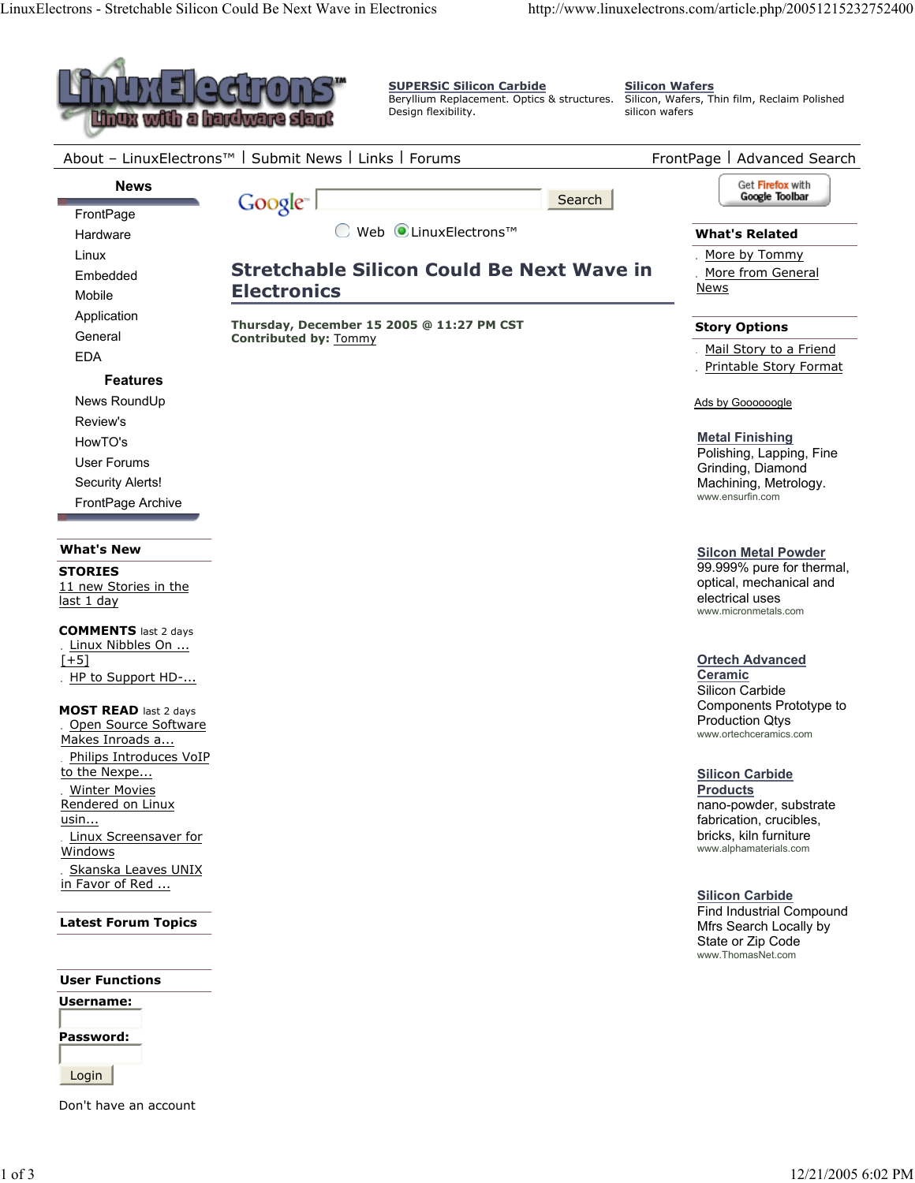**SUPERSiC Silicon Carbide**
Beryllium Replacement. Optics & structures. Design flexibility.

**Silicon Wafers**
Silicon, Wafers, Thin film, Reclaim Polished silicon wafers

About – LinuxElectrons™ | Submit News | Links | Forums | FrontPage | Advanced Search

**News**

- FrontPage
- Hardware
- Linux
- Embedded
- Mobile
- Application
- General
- EDA

**Features**

- News RoundUp
- Review's
- HowTO's
- User Forums
- Security Alerts!
- FrontPage Archive

**What's New**

**STORIES**
11 new Stories in the last 1 day

**COMMENTS** last 2 days
- Linux Nibbles On ... [+5]
- HP to Support HD-...

**MOST READ** last 2 days
- Open Source Software Makes Inroads a...
- Philips Introduces VoIP to the Nexpe...
- Winter Movies Rendered on Linux usin...
- Linux Screensaver for Windows
- Skanska Leaves UNIX in Favor of Red ...

**Latest Forum Topics**

**User Functions**

**Username:**

**Password:**

Login

Don't have an account

Web | LinuxElectrons™

# Stretchable Silicon Could Be Next Wave in Electronics

**Thursday, December 15 2005 @ 11:27 PM CST**
**Contributed by:** Tommy

**What's Related**
- More by Tommy
- More from General News

**Story Options**
- Mail Story to a Friend
- Printable Story Format

Ads by Goooooogle

**Metal Finishing**
Polishing, Lapping, Fine Grinding, Diamond Machining, Metrology.
www.ensurfin.com

**Silcon Metal Powder**
99.999% pure for thermal, optical, mechanical and electrical uses
www.micronmetals.com

**Ortech Advanced Ceramic**
Silicon Carbide Components Prototype to Production Qtys
www.ortechceramics.com

**Silicon Carbide Products**
nano-powder, substrate fabrication, crucibles, bricks, kiln furniture
www.alphamaterials.com

**Silicon Carbide**
Find Industrial Compound Mfrs Search Locally by State or Zip Code
www.ThomasNet.com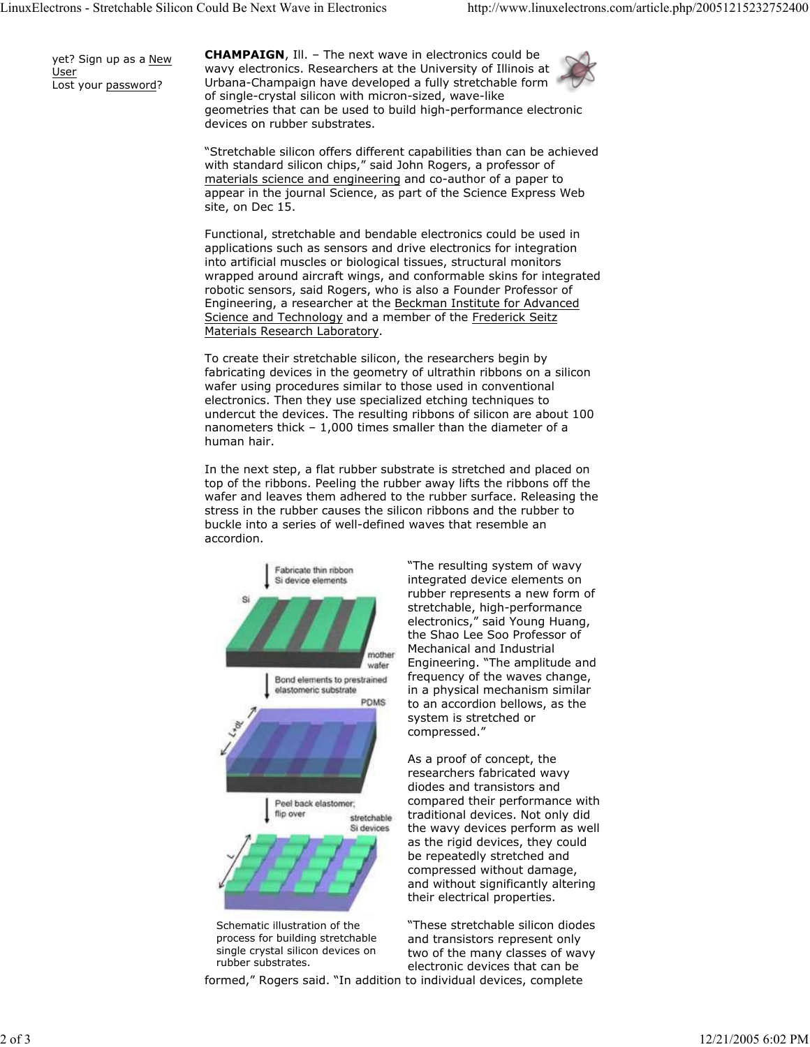yet? Sign up as a New User
Lost your password?

**CHAMPAIGN**, Ill. – The next wave in electronics could be wavy electronics. Researchers at the University of Illinois at Urbana-Champaign have developed a fully stretchable form of single-crystal silicon with micron-sized, wave-like geometries that can be used to build high-performance electronic devices on rubber substrates.

“Stretchable silicon offers different capabilities than can be achieved with standard silicon chips,” said John Rogers, a professor of materials science and engineering and co-author of a paper to appear in the journal Science, as part of the Science Express Web site, on Dec 15.

Functional, stretchable and bendable electronics could be used in applications such as sensors and drive electronics for integration into artificial muscles or biological tissues, structural monitors wrapped around aircraft wings, and conformable skins for integrated robotic sensors, said Rogers, who is also a Founder Professor of Engineering, a researcher at the Beckman Institute for Advanced Science and Technology and a member of the Frederick Seitz Materials Research Laboratory.

To create their stretchable silicon, the researchers begin by fabricating devices in the geometry of ultrathin ribbons on a silicon wafer using procedures similar to those used in conventional electronics. Then they use specialized etching techniques to undercut the devices. The resulting ribbons of silicon are about 100 nanometers thick – 1,000 times smaller than the diameter of a human hair.

In the next step, a flat rubber substrate is stretched and placed on top of the ribbons. Peeling the rubber away lifts the ribbons off the wafer and leaves them adhered to the rubber surface. Releasing the stress in the rubber causes the silicon ribbons and the rubber to buckle into a series of well-defined waves that resemble an accordion.

Schematic illustration of the process for building stretchable single crystal silicon devices on rubber substrates.

“The resulting system of wavy integrated device elements on rubber represents a new form of stretchable, high-performance electronics,” said Young Huang, the Shao Lee Soo Professor of Mechanical and Industrial Engineering. “The amplitude and frequency of the waves change, in a physical mechanism similar to an accordion bellows, as the system is stretched or compressed.”

As a proof of concept, the researchers fabricated wavy diodes and transistors and compared their performance with traditional devices. Not only did the wavy devices perform as well as the rigid devices, they could be repeatedly stretched and compressed without damage, and without significantly altering their electrical properties.

“These stretchable silicon diodes and transistors represent only two of the many classes of wavy electronic devices that can be formed,” Rogers said. “In addition to individual devices, complete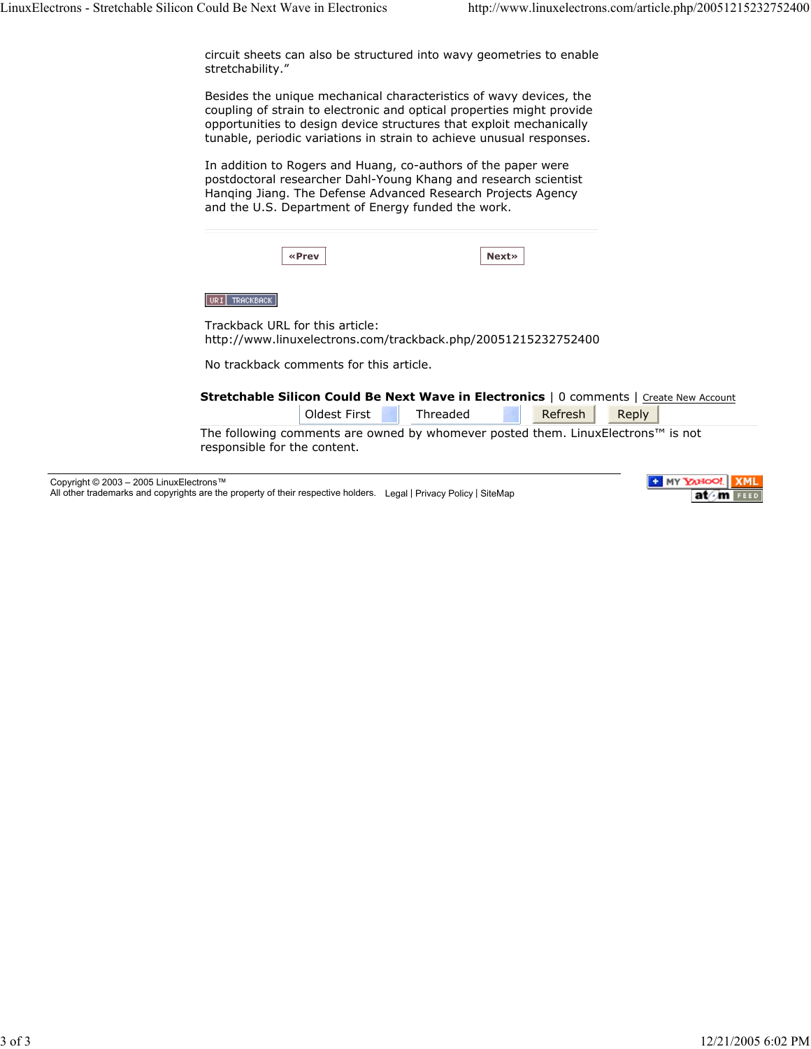circuit sheets can also be structured into wavy geometries to enable stretchability."

Besides the unique mechanical characteristics of wavy devices, the coupling of strain to electronic and optical properties might provide opportunities to design device structures that exploit mechanically tunable, periodic variations in strain to achieve unusual responses.

In addition to Rogers and Huang, co-authors of the paper were postdoctoral researcher Dahl-Young Khang and research scientist Hanqing Jiang. The Defense Advanced Research Projects Agency and the U.S. Department of Energy funded the work.

«Prev Next»

URI TRACKBACK

Trackback URL for this article:
http://www.linuxelectrons.com/trackback.php/20051215232752400

No trackback comments for this article.

**Stretchable Silicon Could Be Next Wave in Electronics** | 0 comments | Create New Account

Oldest First Threaded Refresh Reply

The following comments are owned by whomever posted them. LinuxElectrons™ is not responsible for the content.

Copyright © 2003 – 2005 LinuxElectrons™
All other trademarks and copyrights are the property of their respective holders. Legal | Privacy Policy | SiteMap